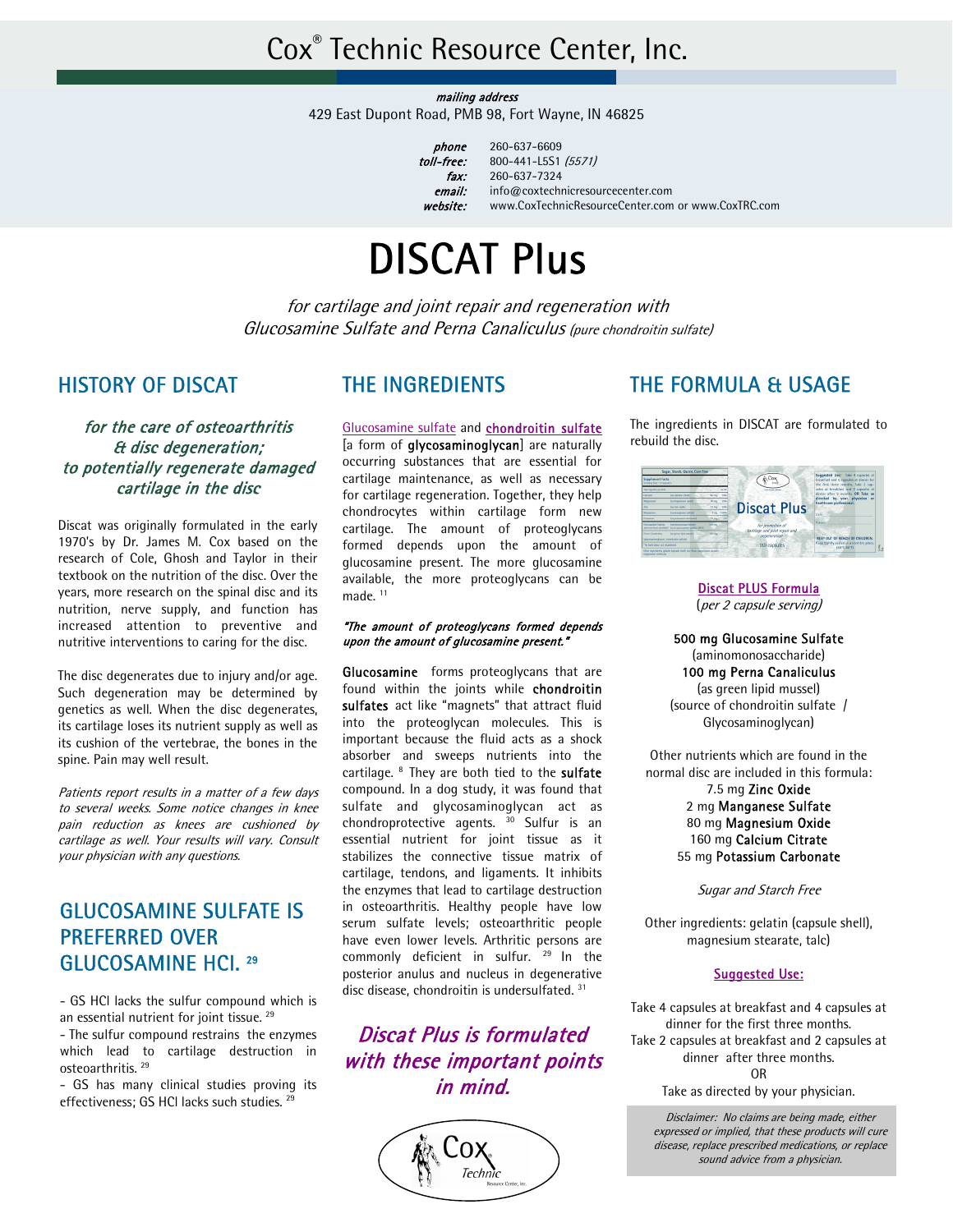# Cox® Technic Resource Center, Inc.

***mailing address***
429 East Dupont Road, PMB 98, Fort Wayne, IN 46825

***phone*** 260-637-6609
***toll-free:*** 800-441-L5S1 *(5571)*
***fax:*** 260-637-7324
***email:*** info@coxtechnicresourcecenter.com
***website:*** www.CoxTechnicResourceCenter.com or www.CoxTRC.com

# DISCAT Plus

*for cartilage and joint repair and regeneration with Glucosamine Sulfate and Perna Canaliculus (pure chondroitin sulfate)*

## HISTORY OF DISCAT

*for the care of osteoarthritis & disc degeneration; to potentially regenerate damaged cartilage in the disc*

Discat was originally formulated in the early 1970's by Dr. James M. Cox based on the research of Cole, Ghosh and Taylor in their textbook on the nutrition of the disc. Over the years, more research on the spinal disc and its nutrition, nerve supply, and function has increased attention to preventive and nutritive interventions to caring for the disc.

The disc degenerates due to injury and/or age. Such degeneration may be determined by genetics as well. When the disc degenerates, its cartilage loses its nutrient supply as well as its cushion of the vertebrae, the bones in the spine. Pain may well result.

*Patients report results in a matter of a few days to several weeks. Some notice changes in knee pain reduction as knees are cushioned by cartilage as well. Your results will vary. Consult your physician with any questions.*

## GLUCOSAMINE SULFATE IS PREFERRED OVER GLUCOSAMINE HCl. [29]

- GS HCl lacks the sulfur compound which is an essential nutrient for joint tissue. [29]
- The sulfur compound restrains the enzymes which lead to cartilage destruction in osteoarthritis. [29]
- GS has many clinical studies proving its effectiveness; GS HCl lacks such studies. [29]

## THE INGREDIENTS

Glucosamine sulfate and **chondroitin sulfate** [a form of **glycosaminoglycan**] are naturally occurring substances that are essential for cartilage maintenance, as well as necessary for cartilage regeneration. Together, they help chondrocytes within cartilage form new cartilage. The amount of proteoglycans formed depends upon the amount of glucosamine present. The more glucosamine available, the more proteoglycans can be made. [11]

***"The amount of proteoglycans formed depends upon the amount of glucosamine present."***

**Glucosamine** forms proteoglycans that are found within the joints while **chondroitin sulfates** act like "magnets" that attract fluid into the proteoglycan molecules. This is important because the fluid acts as a shock absorber and sweeps nutrients into the cartilage. [8] They are both tied to the **sulfate** compound. In a dog study, it was found that sulfate and glycosaminoglycan act as chondroprotective agents. [30] Sulfur is an essential nutrient for joint tissue as it stabilizes the connective tissue matrix of cartilage, tendons, and ligaments. It inhibits the enzymes that lead to cartilage destruction in osteoarthritis. Healthy people have low serum sulfate levels; osteoarthritic people have even lower levels. Arthritic persons are commonly deficient in sulfur. [29] In the posterior anulus and nucleus in degenerative disc disease, chondroitin is undersulfated. [31]

*Discat Plus is formulated with these important points in mind.*

## THE FORMULA & USAGE

The ingredients in DISCAT are formulated to rebuild the disc.

**Discat PLUS Formula**
(*per 2 capsule serving)*

**500 mg Glucosamine Sulfate**
(aminomonosaccharide)
**100 mg Perna Canaliculus**
(as green lipid mussel)
(source of chondroitin sulfate / Glycosaminoglycan)

Other nutrients which are found in the normal disc are included in this formula:
7.5 mg **Zinc Oxide**
2 mg **Manganese Sulfate**
80 mg **Magnesium Oxide**
160 mg **Calcium Citrate**
55 mg **Potassium Carbonate**

*Sugar and Starch Free*

Other ingredients: gelatin (capsule shell), magnesium stearate, talc)

**Suggested Use:**

Take 4 capsules at breakfast and 4 capsules at dinner for the first three months.
Take 2 capsules at breakfast and 2 capsules at dinner after three months.
OR
Take as directed by your physician.

*Disclaimer: No claims are being made, either expressed or implied, that these products will cure disease, replace prescribed medications, or replace sound advice from a physician.*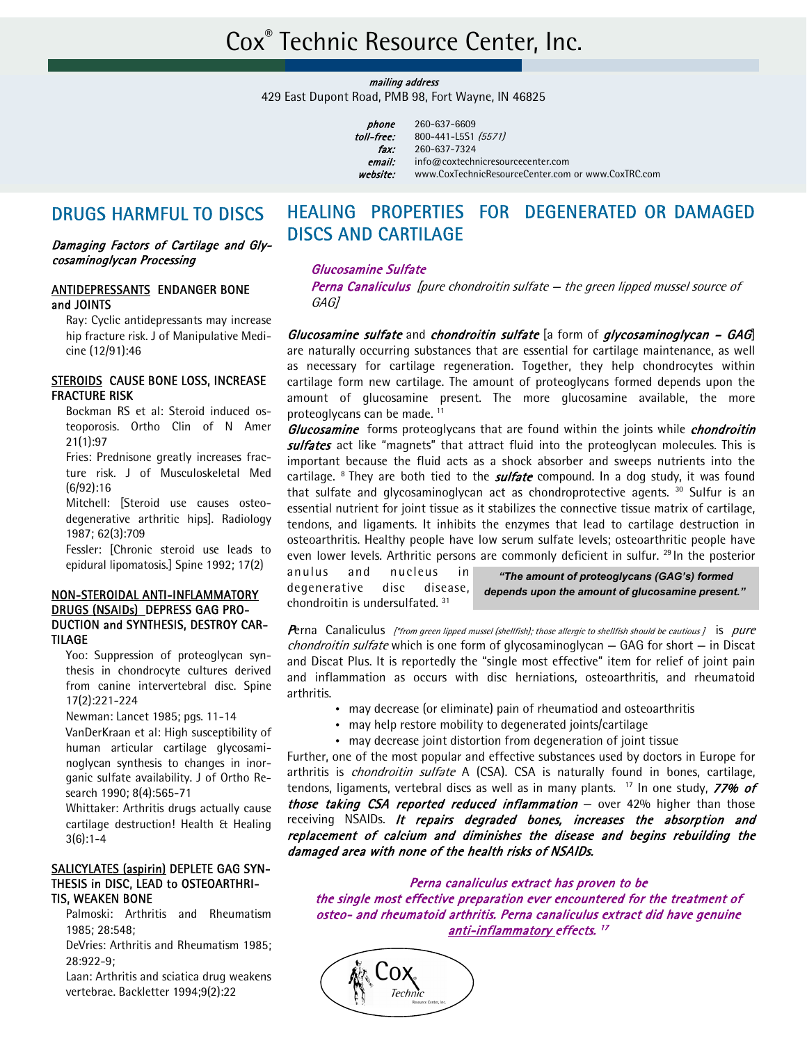# Cox® Technic Resource Center, Inc.

***mailing address***
429 East Dupont Road, PMB 98, Fort Wayne, IN 46825

***phone*** 260-637-6609
***toll-free:*** 800-441-L5S1 *(5571)*
***fax:*** 260-637-7324
***email:*** info@coxtechnicresourcecenter.com
***website:*** www.CoxTechnicResourceCenter.com or www.CoxTRC.com

## DRUGS HARMFUL TO DISCS

***Damaging Factors of Cartilage and Glycosaminoglycan Processing***

**ANTIDEPRESSANTS ENDANGER BONE and JOINTS**

Ray: Cyclic antidepressants may increase hip fracture risk. J of Manipulative Medicine (12/91):46

**STEROIDS CAUSE BONE LOSS, INCREASE FRACTURE RISK**

Bockman RS et al: Steroid induced osteoporosis. Ortho Clin of N Amer 21(1):97

Fries: Prednisone greatly increases fracture risk. J of Musculoskeletal Med (6/92):16

Mitchell: [Steroid use causes osteodegenerative arthritic hips]. Radiology 1987; 62(3):709

Fessler: [Chronic steroid use leads to epidural lipomatosis.] Spine 1992; 17(2)

**NON-STEROIDAL ANTI-INFLAMMATORY DRUGS (NSAIDs) DEPRESS GAG PRODUCTION and SYNTHESIS, DESTROY CARTILAGE**

Yoo: Suppression of proteoglycan synthesis in chondrocyte cultures derived from canine intervertebral disc. Spine 17(2):221-224

Newman: Lancet 1985; pgs. 11-14

VanDerKraan et al: High susceptibility of human articular cartilage glycosaminoglycan synthesis to changes in inorganic sulfate availability. J of Ortho Research 1990; 8(4):565-71

Whittaker: Arthritis drugs actually cause cartilage destruction! Health & Healing 3(6):1-4

**SALICYLATES (aspirin) DEPLETE GAG SYNTHESIS in DISC, LEAD to OSTEOARTHRITIS, WEAKEN BONE**

Palmoski: Arthritis and Rheumatism 1985; 28:548;

DeVries: Arthritis and Rheumatism 1985; 28:922-9;

Laan: Arthritis and sciatica drug weakens vertebrae. Backletter 1994;9(2):22

## HEALING PROPERTIES FOR DEGENERATED OR DAMAGED DISCS AND CARTILAGE

***Glucosamine Sulfate***
***Perna Canaliculus*** *[pure chondroitin sulfate – the green lipped mussel source of GAG]*

***Glucosamine sulfate*** and ***chondroitin sulfate*** [a form of ***glycosaminoglycan – GAG***] are naturally occurring substances that are essential for cartilage maintenance, as well as necessary for cartilage regeneration. Together, they help chondrocytes within cartilage form new cartilage. The amount of proteoglycans formed depends upon the amount of glucosamine present. The more glucosamine available, the more proteoglycans can be made. [11]

***Glucosamine*** forms proteoglycans that are found within the joints while ***chondroitin sulfates*** act like "magnets" that attract fluid into the proteoglycan molecules. This is important because the fluid acts as a shock absorber and sweeps nutrients into the cartilage. [8] They are both tied to the ***sulfate*** compound. In a dog study, it was found that sulfate and glycosaminoglycan act as chondroprotective agents. [30] Sulfur is an essential nutrient for joint tissue as it stabilizes the connective tissue matrix of cartilage, tendons, and ligaments. It inhibits the enzymes that lead to cartilage destruction in osteoarthritis. Healthy people have low serum sulfate levels; osteoarthritic people have even lower levels. Arthritic persons are commonly deficient in sulfur. [29] In the posterior anulus and nucleus in degenerative disc disease, chondroitin is undersulfated. [31]

> ***"The amount of proteoglycans (GAG's) formed depends upon the amount of glucosamine present."***

Perna Canaliculus *[\*from green lipped mussel (shellfish); those allergic to shellfish should be cautious ]* is *pure chondroitin sulfate* which is one form of glycosaminoglycan – GAG for short – in Discat and Discat Plus. It is reportedly the "single most effective" item for relief of joint pain and inflammation as occurs with disc herniations, osteoarthritis, and rheumatoid arthritis.

- may decrease (or eliminate) pain of rheumatiod and osteoarthritis
- may help restore mobility to degenerated joints/cartilage
- may decrease joint distortion from degeneration of joint tissue

Further, one of the most popular and effective substances used by doctors in Europe for arthritis is *chondroitin sulfate* A (CSA). CSA is naturally found in bones, cartilage, tendons, ligaments, vertebral discs as well as in many plants. [17] In one study, ***77% of those taking CSA reported reduced inflammation*** – over 42% higher than those receiving NSAIDs. ***It repairs degraded bones, increases the absorption and replacement of calcium and diminishes the disease and begins rebuilding the damaged area with none of the health risks of NSAIDs.***

***Perna canaliculus extract has proven to be the single most effective preparation ever encountered for the treatment of osteo- and rheumatoid arthritis. Perna canaliculus extract did have genuine anti-inflammatory effects.*** [17]

Cox® Technic Resource Center, Inc.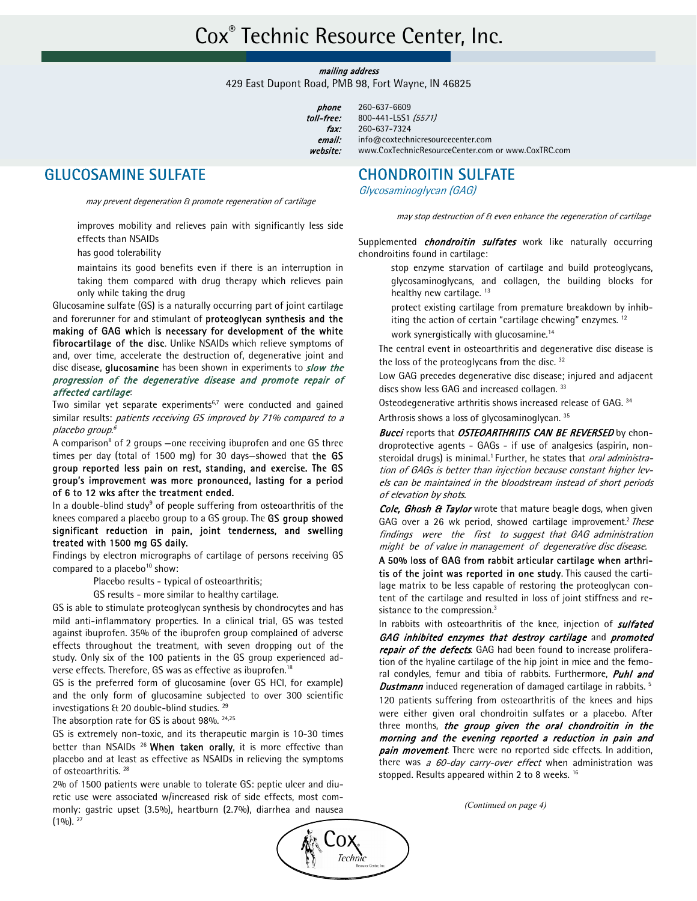# Cox® Technic Resource Center, Inc.

***mailing address***
429 East Dupont Road, PMB 98, Fort Wayne, IN 46825

***phone*** 260-637-6609
***toll-free:*** 800-441-L5S1 *(5571)*
***fax:*** 260-637-7324
***email:*** info@coxtechnicresourcecenter.com
***website:*** www.CoxTechnicResourceCenter.com or www.CoxTRC.com

## GLUCOSAMINE SULFATE

*may prevent degeneration & promote regeneration of cartilage*

- improves mobility and relieves pain with significantly less side effects than NSAIDs
- has good tolerability
- maintains its good benefits even if there is an interruption in taking them compared with drug therapy which relieves pain only while taking the drug

Glucosamine sulfate (GS) is a naturally occurring part of joint cartilage and forerunner for and stimulant of **proteoglycan synthesis and the making of GAG which is necessary for development of the white fibrocartilage of the disc**. Unlike NSAIDs which relieve symptoms of and, over time, accelerate the destruction of, degenerative joint and disc disease, **glucosamine** has been shown in experiments to ***slow the progression of the degenerative disease and promote repair of affected cartilage***:

Two similar yet separate experiments[6,7] were conducted and gained similar results: *patients receiving GS improved by 71% compared to a placebo group.[6]*

A comparison[8] of 2 groups —one receiving ibuprofen and one GS three times per day (total of 1500 mg) for 30 days—showed that **the GS group reported less pain on rest, standing, and exercise. The GS group's improvement was more pronounced, lasting for a period of 6 to 12 wks after the treatment ended.**

In a double-blind study[9] of people suffering from osteoarthritis of the knees compared a placebo group to a GS group. The **GS group showed significant reduction in pain, joint tenderness, and swelling treated with 1500 mg GS daily.**

Findings by electron micrographs of cartilage of persons receiving GS compared to a placebo[10] show:

- Placebo results - typical of osteoarthritis;
- GS results - more similar to healthy cartilage.

GS is able to stimulate proteoglycan synthesis by chondrocytes and has mild anti-inflammatory properties. In a clinical trial, GS was tested against ibuprofen. 35% of the ibuprofen group complained of adverse effects throughout the treatment, with seven dropping out of the study. Only six of the 100 patients in the GS group experienced adverse effects. Therefore, GS was as effective as ibuprofen.[18]

GS is the preferred form of glucosamine (over GS HCl, for example) and the only form of glucosamine subjected to over 300 scientific investigations & 20 double-blind studies. [29]

The absorption rate for GS is about 98%. [24,25]

GS is extremely non-toxic, and its therapeutic margin is 10-30 times better than NSAIDs [26] **When taken orally**, it is more effective than placebo and at least as effective as NSAIDs in relieving the symptoms of osteoarthritis. [28]

2% of 1500 patients were unable to tolerate GS: peptic ulcer and diuretic use were associated w/increased risk of side effects, most commonly: gastric upset (3.5%), heartburn (2.7%), diarrhea and nausea (1%). [27]

## CHONDROITIN SULFATE

*Glycosaminoglycan (GAG)*

*may stop destruction of & even enhance the regeneration of cartilage*

Supplemented ***chondroitin sulfates*** work like naturally occurring chondroitins found in cartilage:

- stop enzyme starvation of cartilage and build proteoglycans, glycosaminoglycans, and collagen, the building blocks for healthy new cartilage. [13]
- protect existing cartilage from premature breakdown by inhibiting the action of certain "cartilage chewing" enzymes. [12]
- work synergistically with glucosamine.[14]

The central event in osteoarthritis and degenerative disc disease is the loss of the proteoglycans from the disc. [32]

Low GAG precedes degenerative disc disease; injured and adjacent discs show less GAG and increased collagen. [33]

Osteodegenerative arthritis shows increased release of GAG. [34]

Arthrosis shows a loss of glycosaminoglycan. [35]

***Bucci*** reports that ***OSTEOARTHRITIS CAN BE REVERSED*** by chondroprotective agents - GAGs - if use of analgesics (aspirin, nonsteroidal drugs) is minimal.[1] Further, he states that *oral administration of GAGs is better than injection because constant higher levels can be maintained in the bloodstream instead of short periods of elevation by shots.*

***Cole, Ghosh & Taylor*** wrote that mature beagle dogs, when given GAG over a 26 wk period, showed cartilage improvement.[2] *These findings were the first to suggest that GAG administration might be of value in management of degenerative disc disease.*

**A 50% loss of GAG from rabbit articular cartilage when arthritis of the joint was reported in one study**. This caused the cartilage matrix to be less capable of restoring the proteoglycan content of the cartilage and resulted in loss of joint stiffness and resistance to the compression.[3]

In rabbits with osteoarthritis of the knee, injection of ***sulfated GAG inhibited enzymes that destroy cartilage*** and ***promoted repair of the defects***. GAG had been found to increase proliferation of the hyaline cartilage of the hip joint in mice and the femoral condyles, femur and tibia of rabbits. Furthermore, ***Puhl and Dustmann*** induced regeneration of damaged cartilage in rabbits. [5]

120 patients suffering from osteoarthritis of the knees and hips were either given oral chondroitin sulfates or a placebo. After three months, ***the group given the oral chondroitin in the morning and the evening reported a reduction in pain and pain movement***. There were no reported side effects. In addition, there was *a 60-day carry-over effect* when administration was stopped. Results appeared within 2 to 8 weeks. [16]

*(Continued on page 4)*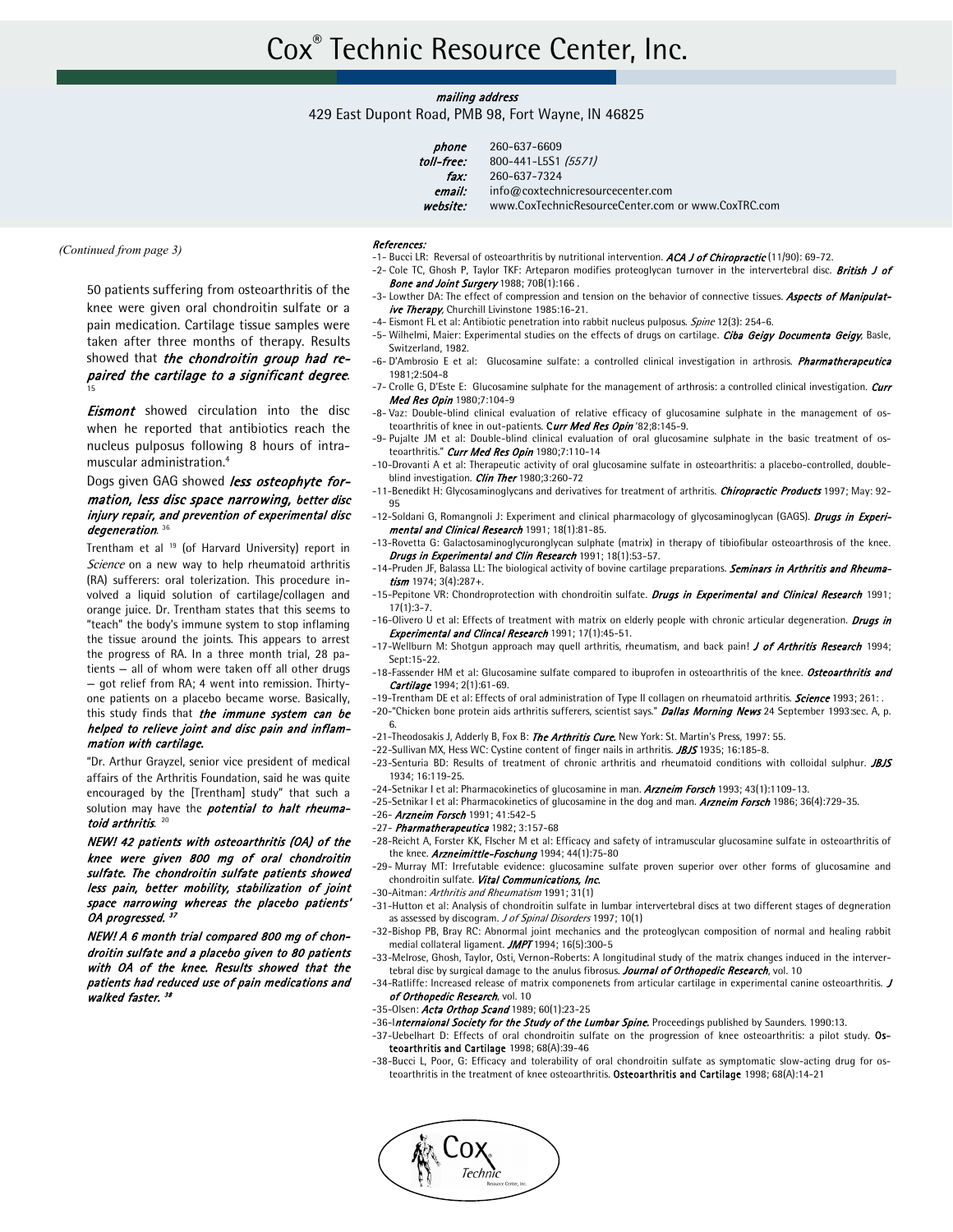# Cox® Technic Resource Center, Inc.

***mailing address***
429 East Dupont Road, PMB 98, Fort Wayne, IN 46825

***phone*** 260-637-6609
***toll-free:*** 800-441-L5S1 *(5571)*
***fax:*** 260-637-7324
***email:*** info@coxtechnicresourcecenter.com
***website:*** www.CoxTechnicResourceCenter.com or www.CoxTRC.com

*(Continued from page 3)*

50 patients suffering from osteoarthritis of the knee were given oral chondroitin sulfate or a pain medication. Cartilage tissue samples were taken after three months of therapy. Results showed that ***the chondroitin group had repaired the cartilage to a significant degree***.[15]

***Eismont*** showed circulation into the disc when he reported that antibiotics reach the nucleus pulposus following 8 hours of intramuscular administration.[4]

Dogs given GAG showed ***less osteophyte formation, less disc space narrowing, better disc injury repair, and prevention of experimental disc degeneration***.[36]

Trentham et al [19] (of Harvard University) report in *Science* on a new way to help rheumatoid arthritis (RA) sufferers: oral tolerization. This procedure involved a liquid solution of cartilage/collagen and orange juice. Dr. Trentham states that this seems to "teach" the body's immune system to stop inflaming the tissue around the joints. This appears to arrest the progress of RA. In a three month trial, 28 patients – all of whom were taken off all other drugs – got relief from RA; 4 went into remission. Thirty-one patients on a placebo became worse. Basically, this study finds that ***the immune system can be helped to relieve joint and disc pain and inflammation with cartilage.***

"Dr. Arthur Grayzel, senior vice president of medical affairs of the Arthritis Foundation, said he was quite encouraged by the [Trentham] study" that such a solution may have the ***potential to halt rheumatoid arthritis***.[20]

***NEW! 42 patients with osteoarthritis (OA) of the knee were given 800 mg of oral chondroitin sulfate. The chondroitin sulfate patients showed less pain, better mobility, stabilization of joint space narrowing whereas the placebo patients' OA progressed.***[37]

***NEW! A 6 month trial compared 800 mg of chondroitin sulfate and a placebo given to 80 patients with OA of the knee. Results showed that the patients had reduced use of pain medications and walked faster.***[38]

***References:***

- -1- Bucci LR: Reversal of osteoarthritis by nutritional intervention. ***ACA J of Chiropractic*** (11/90): 69-72.
- -2- Cole TC, Ghosh P, Taylor TKF: Arteparon modifies proteoglycan turnover in the intervertebral disc. ***British J of Bone and Joint Surgery*** 1988; 70B(1):166 .
- -3- Lowther DA: The effect of compression and tension on the behavior of connective tissues. ***Aspects of Manipulative Therapy***, Churchill Livinstone 1985:16-21.
- -4- Eismont FL et al: Antibiotic penetration into rabbit nucleus pulposus. *Spine* 12(3): 254-6.
- -5- Wilhelmi, Maier: Experimental studies on the effects of drugs on cartilage. ***Ciba Geigy Documenta Geigy***, Basle, Switzerland, 1982.
- -6- D'Ambrosio E et al: Glucosamine sulfate: a controlled clinical investigation in arthrosis. ***Pharmatherapeutica*** 1981;2:504-8
- -7- Crolle G, D'Este E: Glucosamine sulphate for the management of arthrosis: a controlled clinical investigation. ***Curr Med Res Opin*** 1980;7:104-9
- -8- Vaz: Double-blind clinical evaluation of relative efficacy of glucosamine sulphate in the management of osteoarthritis of knee in out-patients. ***Curr Med Res Opin*** '82;8:145-9.
- -9- Pujalte JM et al: Double-blind clinical evaluation of oral glucosamine sulphate in the basic treatment of osteoarthritis." ***Curr Med Res Opin*** 1980;7:110-14
- -10-Drovanti A et al: Therapeutic activity of oral glucosamine sulfate in osteoarthritis: a placebo-controlled, double-blind investigation. ***Clin Ther*** 1980;3:260-72
- -11-Benedikt H: Glycosaminoglycans and derivatives for treatment of arthritis. ***Chiropractic Products*** 1997; May: 92-95
- -12-Soldani G, Romangnoli J: Experiment and clinical pharmacology of glycosaminoglycan (GAGS). ***Drugs in Experimental and Clinical Research*** 1991; 18(1):81-85.
- -13-Rovetta G: Galactosaminoglycuronglycan sulphate (matrix) in therapy of tibiofibular osteoarthrosis of the knee. ***Drugs in Experimental and Clin Research*** 1991; 18(1):53-57.
- -14-Pruden JF, Balassa LL: The biological activity of bovine cartilage preparations. ***Seminars in Arthritis and Rheumatism*** 1974; 3(4):287+.
- -15-Pepitone VR: Chondroprotection with chondroitin sulfate. ***Drugs in Experimental and Clinical Research*** 1991; 17(1):3-7.
- -16-Olivero U et al: Effects of treatment with matrix on elderly people with chronic articular degeneration. ***Drugs in Experimental and Clincal Research*** 1991; 17(1):45-51.
- -17-Wellburn M: Shotgun approach may quell arthritis, rheumatism, and back pain! ***J of Arthritis Research*** 1994; Sept:15-22.
- -18-Fassender HM et al: Glucosamine sulfate compared to ibuprofen in osteoarthritis of the knee. ***Osteoarthritis and Cartilage*** 1994; 2(1):61-69.
- -19-Trentham DE et al: Effects of oral administration of Type II collagen on rheumatoid arthritis. ***Science*** 1993; 261: .
- -20-"Chicken bone protein aids arthritis sufferers, scientist says." ***Dallas Morning News*** 24 September 1993:sec. A, p. 6.
- -21-Theodosakis J, Adderly B, Fox B: ***The Arthritis Cure***. New York: St. Martin's Press, 1997: 55.
- -22-Sullivan MX, Hess WC: Cystine content of finger nails in arthritis. ***JBJS*** 1935; 16:185-8.
- -23-Senturia BD: Results of treatment of chronic arthritis and rheumatoid conditions with colloidal sulphur. ***JBJS*** 1934; 16:119-25.
- -24-Setnikar I et al: Pharmacokinetics of glucosamine in man. ***Arzneim Forsch*** 1993; 43(1):1109-13.
- -25-Setnikar I et al: Pharmacokinetics of glucosamine in the dog and man. ***Arzneim Forsch*** 1986; 36(4):729-35.
- -26- ***Arzneim Forsch*** 1991; 41:542-5
- -27- ***Pharmatherapeutica*** 1982; 3:157-68
- -28-Reicht A, Forster KK, Flscher M et al: Efficacy and safety of intramuscular glucosamine sulfate in osteoarthritis of the knee. ***Arzneimittle-Foschung*** 1994; 44(1):75-80
- -29- Murray MT: Irrefutable evidence: glucosamine sulfate proven superior over other forms of glucosamine and chondroitin sulfate. ***Vital Communications, Inc***.
- -30-Aitman: *Arthritis and Rheumatism* 1991; 31(1)
- -31-Hutton et al: Analysis of chondroitin sulfate in lumbar intervertebral discs at two different stages of degneration as assessed by discogram. *J of Spinal Disorders* 1997; 10(1)
- -32-Bishop PB, Bray RC: Abnormal joint mechanics and the proteoglycan composition of normal and healing rabbit medial collateral ligament. ***JMPT*** 1994; 16(5):300-5
- -33-Melrose, Ghosh, Taylor, Osti, Vernon-Roberts: A longitudinal study of the matrix changes induced in the intervertebral disc by surgical damage to the anulus fibrosus. ***Journal of Orthopedic Research***, vol. 10
- -34-Ratliffe: Increased release of matrix componenets from articular cartilage in experimental canine osteoarthritis. ***J of Orthopedic Research***, vol. 10
- -35-Olsen: ***Acta Orthop Scand*** 1989; 60(1):23-25
- -36-***Internaional Society for the Study of the Lumbar Spine***. Proceedings published by Saunders. 1990:13.
- -37-Uebelhart D: Effects of oral chondroitin sulfate on the progression of knee osteoarthritis: a pilot study. **Osteoarthritis and Cartilage** 1998; 68(A):39-46
- -38-Bucci L, Poor, G: Efficacy and tolerability of oral chondroitin sulfate as symptomatic slow-acting drug for osteoarthritis in the treatment of knee osteoarthritis. **Osteoarthritis and Cartilage** 1998; 68(A):14-21

Cox® Technic Resource Center, Inc.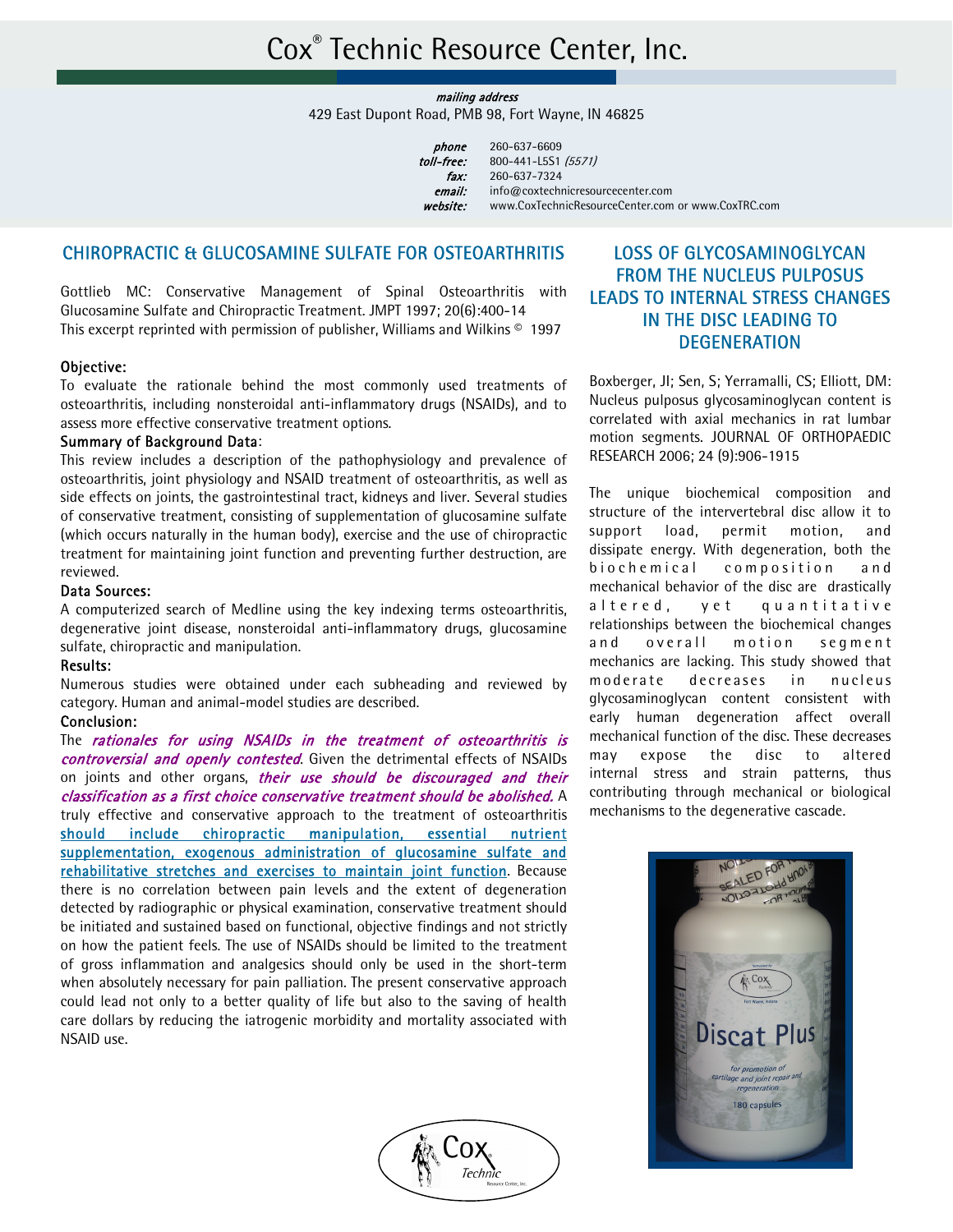# Cox® Technic Resource Center, Inc.

***mailing address***
429 East Dupont Road, PMB 98, Fort Wayne, IN 46825

***phone*** 260-637-6609
***toll-free:*** 800-441-L5S1 *(5571)*
***fax:*** 260-637-7324
***email:*** info@coxtechnicresourcecenter.com
***website:*** www.CoxTechnicResourceCenter.com or www.CoxTRC.com

## CHIROPRACTIC & GLUCOSAMINE SULFATE FOR OSTEOARTHRITIS

Gottlieb MC: Conservative Management of Spinal Osteoarthritis with Glucosamine Sulfate and Chiropractic Treatment. JMPT 1997; 20(6):400-14
This excerpt reprinted with permission of publisher, Williams and Wilkins © 1997

**Objective:**
To evaluate the rationale behind the most commonly used treatments of osteoarthritis, including nonsteroidal anti-inflammatory drugs (NSAIDs), and to assess more effective conservative treatment options.

**Summary of Background Data**:
This review includes a description of the pathophysiology and prevalence of osteoarthritis, joint physiology and NSAID treatment of osteoarthritis, as well as side effects on joints, the gastrointestinal tract, kidneys and liver. Several studies of conservative treatment, consisting of supplementation of glucosamine sulfate (which occurs naturally in the human body), exercise and the use of chiropractic treatment for maintaining joint function and preventing further destruction, are reviewed.

**Data Sources:**
A computerized search of Medline using the key indexing terms osteoarthritis, degenerative joint disease, nonsteroidal anti-inflammatory drugs, glucosamine sulfate, chiropractic and manipulation.

**Results:**
Numerous studies were obtained under each subheading and reviewed by category. Human and animal-model studies are described.

**Conclusion:**
The ***rationales for using NSAIDs in the treatment of osteoarthritis is controversial and openly contested***. Given the detrimental effects of NSAIDs on joints and other organs, ***their use should be discouraged and their classification as a first choice conservative treatment should be abolished.*** A truly effective and conservative approach to the treatment of osteoarthritis should include chiropractic manipulation, essential nutrient supplementation, exogenous administration of glucosamine sulfate and rehabilitative stretches and exercises to maintain joint function. Because there is no correlation between pain levels and the extent of degeneration detected by radiographic or physical examination, conservative treatment should be initiated and sustained based on functional, objective findings and not strictly on how the patient feels. The use of NSAIDs should be limited to the treatment of gross inflammation and analgesics should only be used in the short-term when absolutely necessary for pain palliation. The present conservative approach could lead not only to a better quality of life but also to the saving of health care dollars by reducing the iatrogenic morbidity and mortality associated with NSAID use.

## LOSS OF GLYCOSAMINOGLYCAN FROM THE NUCLEUS PULPOSUS LEADS TO INTERNAL STRESS CHANGES IN THE DISC LEADING TO DEGENERATION

Boxberger, JI; Sen, S; Yerramalli, CS; Elliott, DM: Nucleus pulposus glycosaminoglycan content is correlated with axial mechanics in rat lumbar motion segments. JOURNAL OF ORTHOPAEDIC RESEARCH 2006; 24 (9):906-1915

The unique biochemical composition and structure of the intervertebral disc allow it to support load, permit motion, and dissipate energy. With degeneration, both the biochemical composition and mechanical behavior of the disc are drastically altered, yet quantitative relationships between the biochemical changes and overall motion segment mechanics are lacking. This study showed that moderate decreases in nucleus glycosaminoglycan content consistent with early human degeneration affect overall mechanical function of the disc. These decreases may expose the disc to altered internal stress and strain patterns, thus contributing through mechanical or biological mechanisms to the degenerative cascade.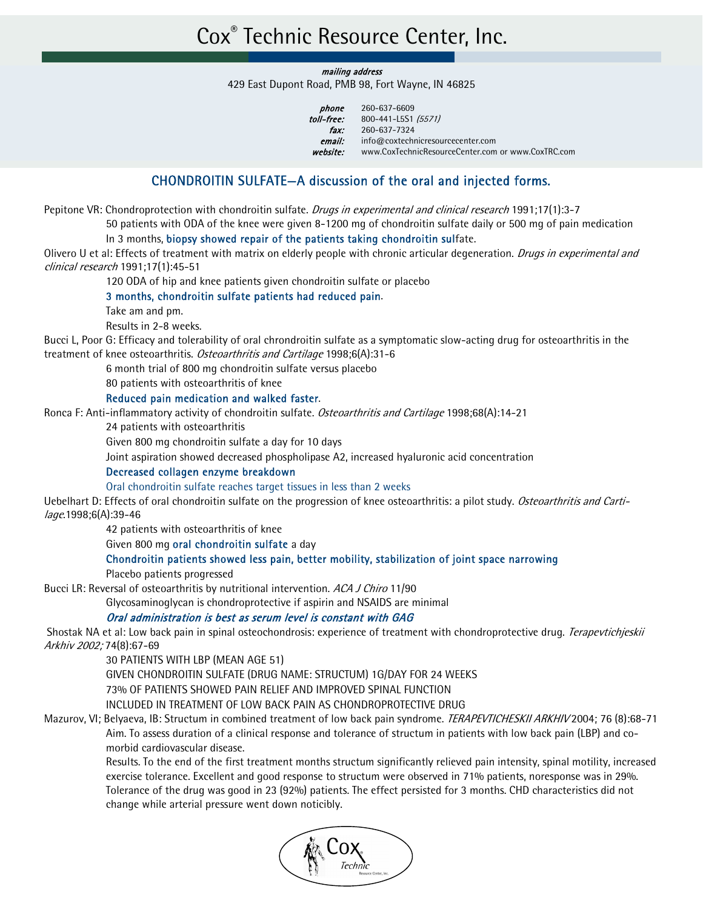# Cox® Technic Resource Center, Inc.

***mailing address***
429 East Dupont Road, PMB 98, Fort Wayne, IN 46825

***phone*** 260-637-6609
***toll-free:*** 800-441-L5S1 *(5571)*
***fax:*** 260-637-7324
***email:*** info@coxtechnicresourcecenter.com
***website:*** www.CoxTechnicResourceCenter.com or www.CoxTRC.com

## CHONDROITIN SULFATE—A discussion of the oral and injected forms.

Pepitone VR: Chondroprotection with chondroitin sulfate. *Drugs in experimental and clinical research* 1991;17(1):3-7

> 50 patients with ODA of the knee were given 8-1200 mg of chondroitin sulfate daily or 500 mg of pain medication
>
> In 3 months, **biopsy showed repair of the patients taking chondroitin sul**fate.

Olivero U et al: Effects of treatment with matrix on elderly people with chronic articular degeneration. *Drugs in experimental and clinical research* 1991;17(1):45-51

> 120 ODA of hip and knee patients given chondroitin sulfate or placebo
>
> **3 months, chondroitin sulfate patients had reduced pain**.
>
> Take am and pm.
>
> Results in 2-8 weeks.

Bucci L, Poor G: Efficacy and tolerability of oral chrondroitin sulfate as a symptomatic slow-acting drug for osteoarthritis in the treatment of knee osteoarthritis. *Osteoarthritis and Cartilage* 1998;6(A):31-6

> 6 month trial of 800 mg chondroitin sulfate versus placebo
>
> 80 patients with osteoarthritis of knee
>
> **Reduced pain medication and walked faster**.

Ronca F: Anti-inflammatory activity of chondroitin sulfate. *Osteoarthritis and Cartilage* 1998;68(A):14-21

> 24 patients with osteoarthritis
>
> Given 800 mg chondroitin sulfate a day for 10 days
>
> Joint aspiration showed decreased phospholipase A2, increased hyaluronic acid concentration
>
> **Decreased collagen enzyme breakdown**
>
> Oral chondroitin sulfate reaches target tissues in less than 2 weeks

Uebelhart D: Effects of oral chondroitin sulfate on the progression of knee osteoarthritis: a pilot study. *Osteoarthritis and Cartilage*.1998;6(A):39-46

> 42 patients with osteoarthritis of knee
>
> Given 800 mg **oral chondroitin sulfate** a day
>
> **Chondroitin patients showed less pain, better mobility, stabilization of joint space narrowing**
>
> Placebo patients progressed

Bucci LR: Reversal of osteoarthritis by nutritional intervention. *ACA J Chiro* 11/90

> Glycosaminoglycan is chondroprotective if aspirin and NSAIDS are minimal
>
> ***Oral administration is best as serum level is constant with GAG***

Shostak NA et al: Low back pain in spinal osteochondrosis: experience of treatment with chondroprotective drug. *Terapevtichjeskii Arkhiv 2002;* 74(8):67-69

> 30 PATIENTS WITH LBP (MEAN AGE 51)
>
> GIVEN CHONDROITIN SULFATE (DRUG NAME: STRUCTUM) 1G/DAY FOR 24 WEEKS
>
> 73% OF PATIENTS SHOWED PAIN RELIEF AND IMPROVED SPINAL FUNCTION
>
> INCLUDED IN TREATMENT OF LOW BACK PAIN AS CHONDROPROTECTIVE DRUG

Mazurov, VI; Belyaeva, IB: Structum in combined treatment of low back pain syndrome. *TERAPEVTICHESKII ARKHIV* 2004; 76 (8):68-71

> Aim. To assess duration of a clinical response and tolerance of structum in patients with low back pain (LBP) and comorbid cardiovascular disease.
>
> Results. To the end of the first treatment months structum significantly relieved pain intensity, spinal motility, increased exercise tolerance. Excellent and good response to structum were observed in 71% patients, noresponse was in 29%. Tolerance of the drug was good in 23 (92%) patients. The effect persisted for 3 months. CHD characteristics did not change while arterial pressure went down noticibly.